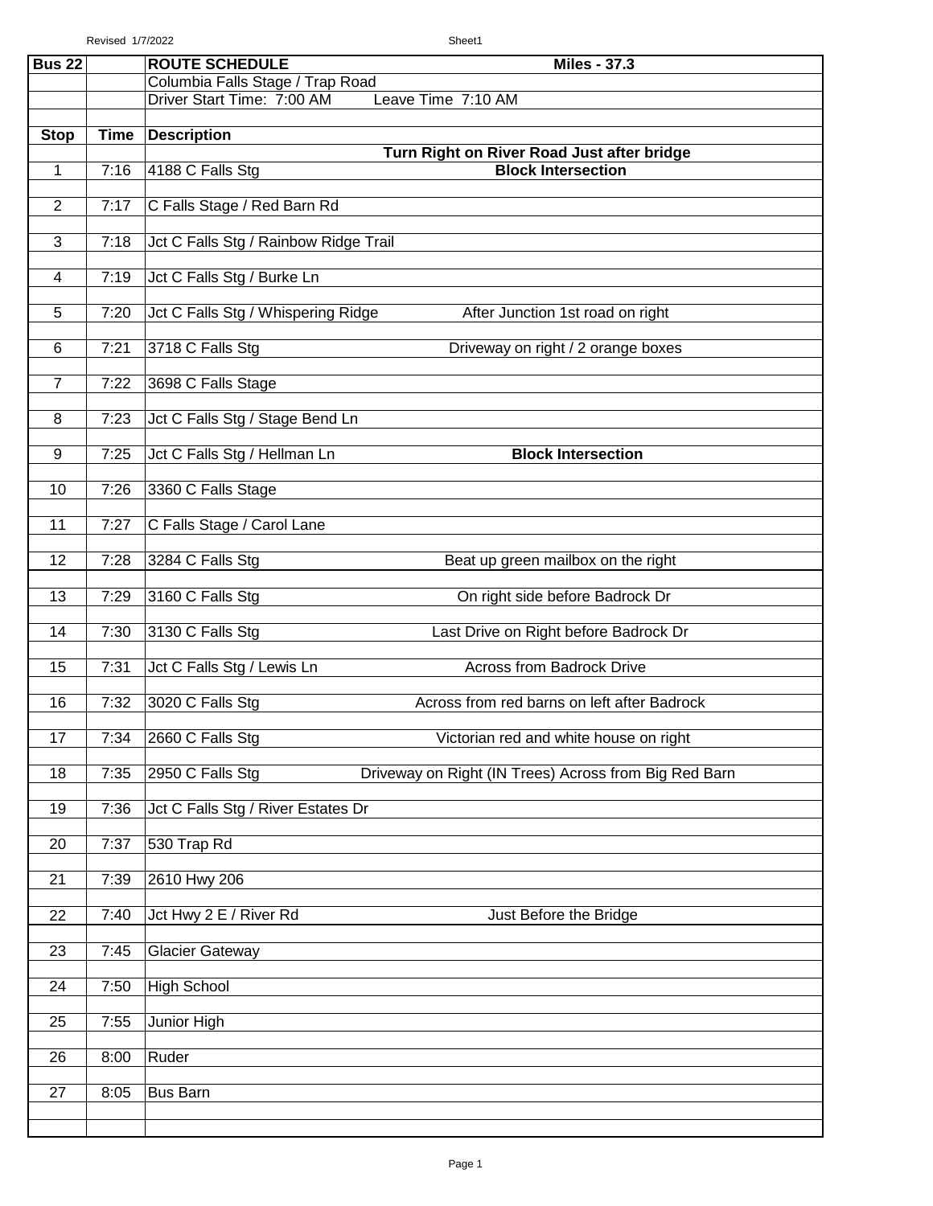| Bus 22 | | ROUTE SCHEDULE | Miles - 37.3 |
|---|---|---|---|
| | | Columbia Falls Stage / Trap Road | |
| | | Driver Start Time: 7:00 AM | Leave Time 7:10 AM |
| **Stop** | **Time** | **Description** | |
| | | | **Turn Right on River Road Just after bridge** |
| 1 | 7:16 | 4188 C Falls Stg | **Block Intersection** |
| 2 | 7:17 | C Falls Stage / Red Barn Rd | |
| 3 | 7:18 | Jct C Falls Stg / Rainbow Ridge Trail | |
| 4 | 7:19 | Jct C Falls Stg / Burke Ln | |
| 5 | 7:20 | Jct C Falls Stg / Whispering Ridge | After Junction 1st road on right |
| 6 | 7:21 | 3718 C Falls Stg | Driveway on right / 2 orange boxes |
| 7 | 7:22 | 3698 C Falls Stage | |
| 8 | 7:23 | Jct C Falls Stg / Stage Bend Ln | |
| 9 | 7:25 | Jct C Falls Stg / Hellman Ln | **Block Intersection** |
| 10 | 7:26 | 3360 C Falls Stage | |
| 11 | 7:27 | C Falls Stage / Carol Lane | |
| 12 | 7:28 | 3284 C Falls Stg | Beat up green mailbox on the right |
| 13 | 7:29 | 3160 C Falls Stg | On right side before Badrock Dr |
| 14 | 7:30 | 3130 C Falls Stg | Last Drive on Right before Badrock Dr |
| 15 | 7:31 | Jct C Falls Stg / Lewis Ln | Across from Badrock Drive |
| 16 | 7:32 | 3020 C Falls Stg | Across from red barns on left after Badrock |
| 17 | 7:34 | 2660 C Falls Stg | Victorian red and white house on right |
| 18 | 7:35 | 2950 C Falls Stg | Driveway on Right (IN Trees) Across from Big Red Barn |
| 19 | 7:36 | Jct C Falls Stg / River Estates Dr | |
| 20 | 7:37 | 530 Trap Rd | |
| 21 | 7:39 | 2610 Hwy 206 | |
| 22 | 7:40 | Jct Hwy 2 E / River Rd | Just Before the Bridge |
| 23 | 7:45 | Glacier Gateway | |
| 24 | 7:50 | High School | |
| 25 | 7:55 | Junior High | |
| 26 | 8:00 | Ruder | |
| 27 | 8:05 | Bus Barn | |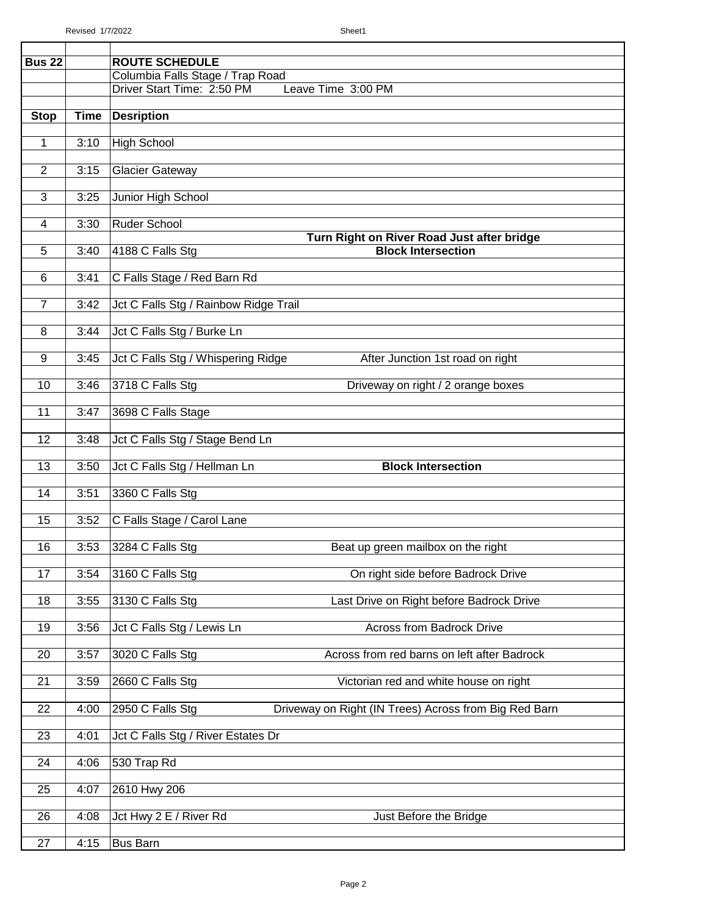| Bus 22 | | ROUTE SCHEDULE | |
|---|---|---|---|
| | | Columbia Falls Stage / Trap Road | |
| | | Driver Start Time: 2:50 PM | Leave Time 3:00 PM |
| **Stop** | **Time** | **Desription** | |
| 1 | 3:10 | High School | |
| 2 | 3:15 | Glacier Gateway | |
| 3 | 3:25 | Junior High School | |
| 4 | 3:30 | Ruder School | |
| | | | **Turn Right on River Road Just after bridge** |
| 5 | 3:40 | 4188 C Falls Stg | **Block Intersection** |
| 6 | 3:41 | C Falls Stage / Red Barn Rd | |
| 7 | 3:42 | Jct C Falls Stg / Rainbow Ridge Trail | |
| 8 | 3:44 | Jct C Falls Stg / Burke Ln | |
| 9 | 3:45 | Jct C Falls Stg / Whispering Ridge | After Junction 1st road on right |
| 10 | 3:46 | 3718 C Falls Stg | Driveway on right / 2 orange boxes |
| 11 | 3:47 | 3698 C Falls Stage | |
| 12 | 3:48 | Jct C Falls Stg / Stage Bend Ln | |
| 13 | 3:50 | Jct C Falls Stg / Hellman Ln | **Block Intersection** |
| 14 | 3:51 | 3360 C Falls Stg | |
| 15 | 3:52 | C Falls Stage / Carol Lane | |
| 16 | 3:53 | 3284 C Falls Stg | Beat up green mailbox on the right |
| 17 | 3:54 | 3160 C Falls Stg | On right side before Badrock Drive |
| 18 | 3:55 | 3130 C Falls Stg | Last Drive on Right before Badrock Drive |
| 19 | 3:56 | Jct C Falls Stg / Lewis Ln | Across from Badrock Drive |
| 20 | 3:57 | 3020 C Falls Stg | Across from red barns on left after Badrock |
| 21 | 3:59 | 2660 C Falls Stg | Victorian red and white house on right |
| 22 | 4:00 | 2950 C Falls Stg | Driveway on Right (IN Trees) Across from Big Red Barn |
| 23 | 4:01 | Jct C Falls Stg / River Estates Dr | |
| 24 | 4:06 | 530 Trap Rd | |
| 25 | 4:07 | 2610 Hwy 206 | |
| 26 | 4:08 | Jct Hwy 2 E / River Rd | Just Before the Bridge |
| 27 | 4:15 | Bus Barn | |